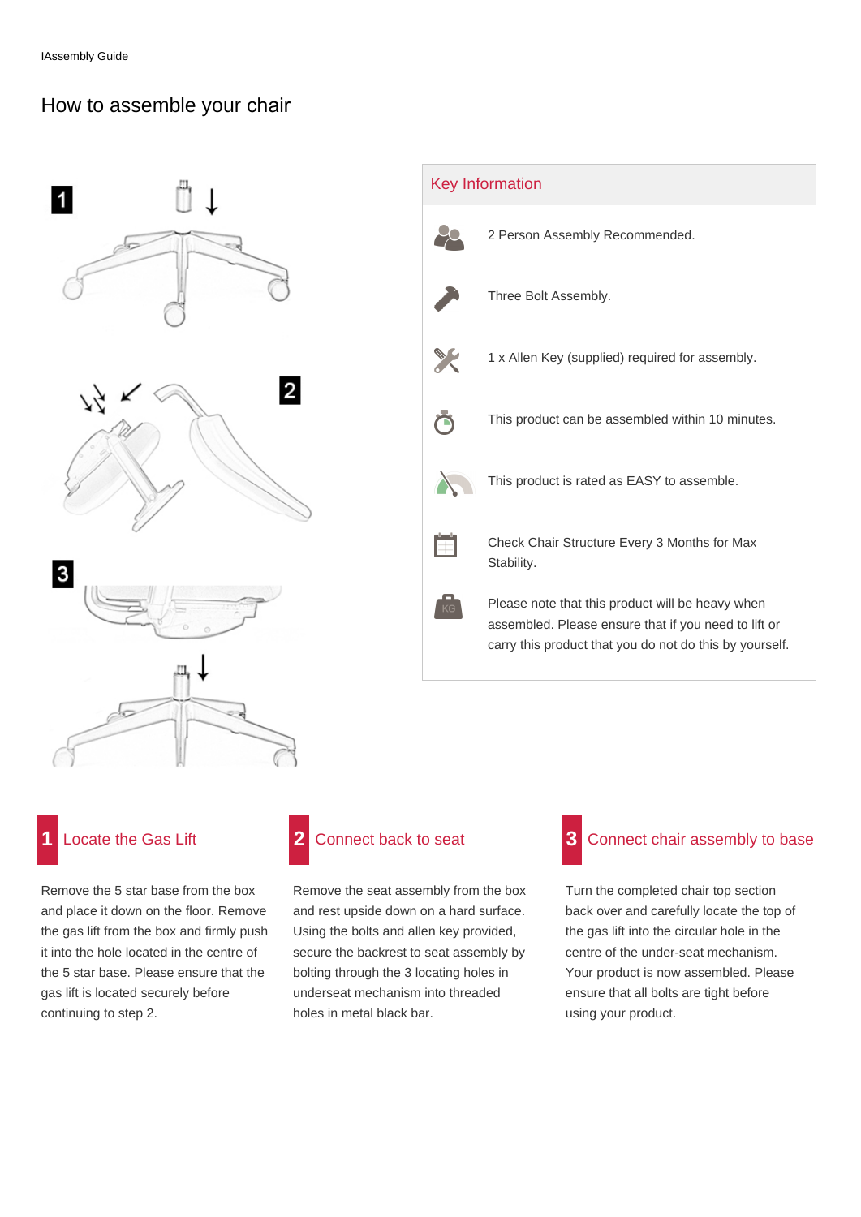IAssembly Guide

# How to assemble your chair

## Key Information

- 2 Person Assembly Recommended.
- Three Bolt Assembly.
- 1 x Allen Key (supplied) required for assembly.
- This product can be assembled within 10 minutes.
- This product is rated as EASY to assemble.
- Check Chair Structure Every 3 Months for Max Stability.
- Please note that this product will be heavy when assembled. Please ensure that if you need to lift or carry this product that you do not do this by yourself.

## 1 Locate the Gas Lift

Remove the 5 star base from the box and place it down on the floor. Remove the gas lift from the box and firmly push it into the hole located in the centre of the 5 star base. Please ensure that the gas lift is located securely before continuing to step 2.

## 2 Connect back to seat

Remove the seat assembly from the box and rest upside down on a hard surface. Using the bolts and allen key provided, secure the backrest to seat assembly by bolting through the 3 locating holes in underseat mechanism into threaded holes in metal black bar.

## 3 Connect chair assembly to base

Turn the completed chair top section back over and carefully locate the top of the gas lift into the circular hole in the centre of the under-seat mechanism. Your product is now assembled. Please ensure that all bolts are tight before using your product.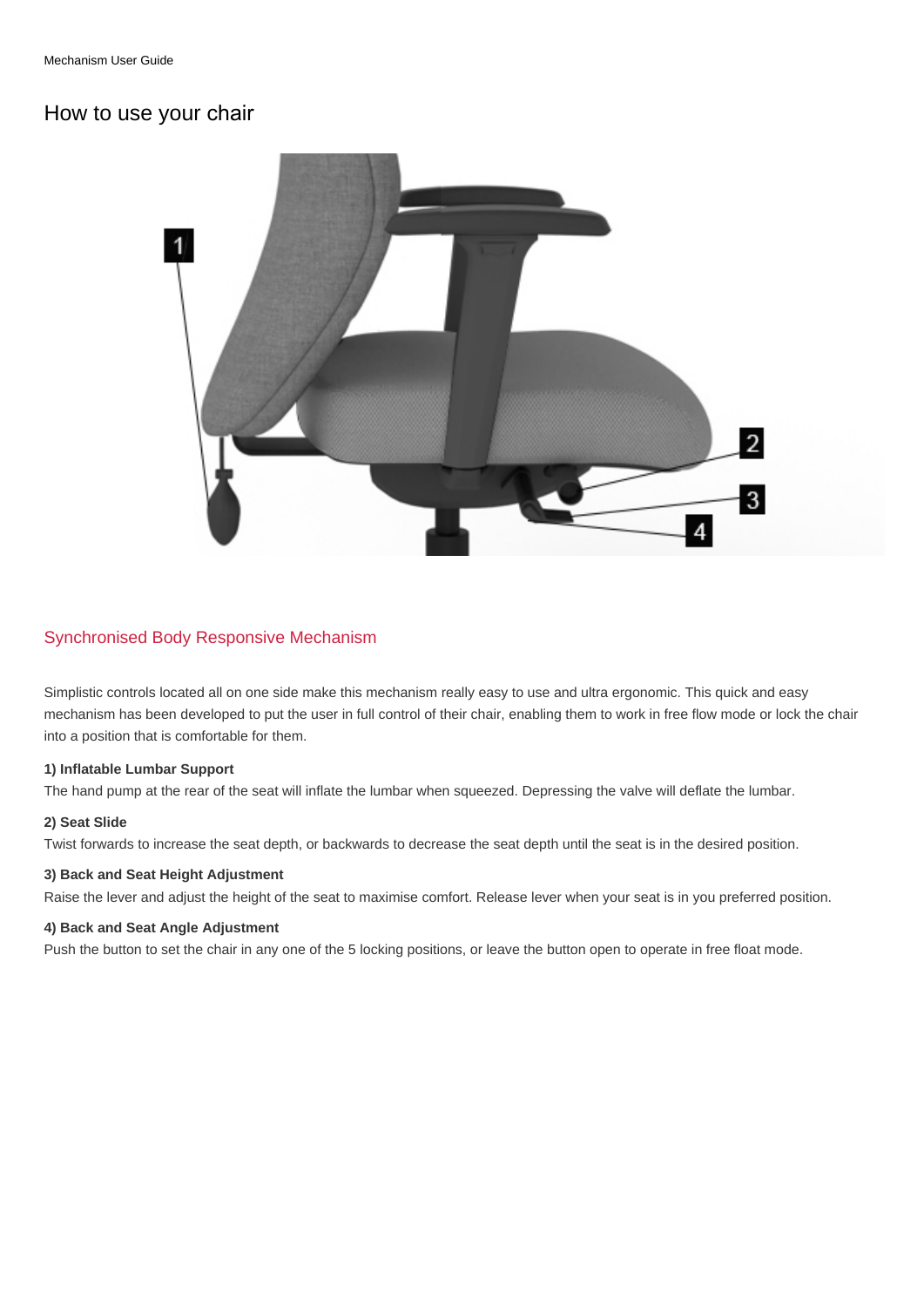# How to use your chair

1

2

3

4

## Synchronised Body Responsive Mechanism

Simplistic controls located all on one side make this mechanism really easy to use and ultra ergonomic. This quick and easy mechanism has been developed to put the user in full control of their chair, enabling them to work in free flow mode or lock the chair into a position that is comfortable for them.

**1) Inflatable Lumbar Support**

The hand pump at the rear of the seat will inflate the lumbar when squeezed. Depressing the valve will deflate the lumbar.

**2) Seat Slide**

Twist forwards to increase the seat depth, or backwards to decrease the seat depth until the seat is in the desired position.

**3) Back and Seat Height Adjustment**

Raise the lever and adjust the height of the seat to maximise comfort. Release lever when your seat is in you preferred position.

**4) Back and Seat Angle Adjustment**

Push the button to set the chair in any one of the 5 locking positions, or leave the button open to operate in free float mode.